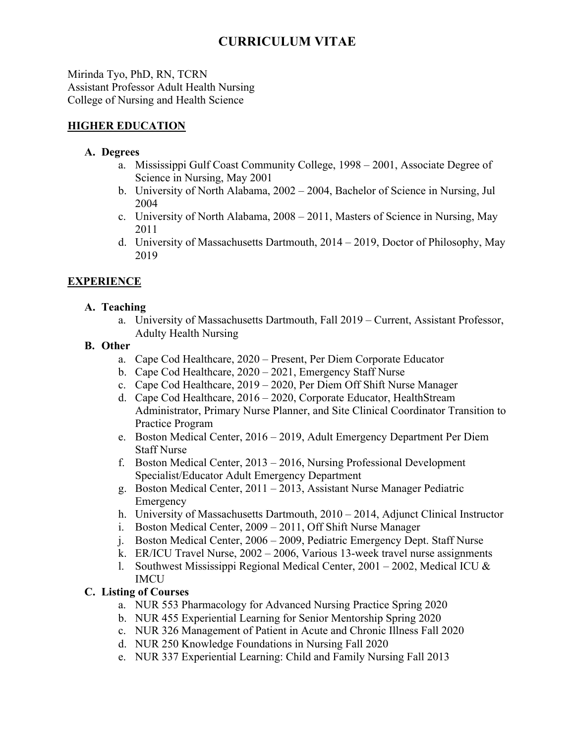# CURRICULUM VITAE

Mirinda Tyo, PhD, RN, TCRN
Assistant Professor Adult Health Nursing
College of Nursing and Health Science

## HIGHER EDUCATION

### A. Degrees

a. Mississippi Gulf Coast Community College, 1998 – 2001, Associate Degree of Science in Nursing, May 2001
b. University of North Alabama, 2002 – 2004, Bachelor of Science in Nursing, Jul 2004
c. University of North Alabama, 2008 – 2011, Masters of Science in Nursing, May 2011
d. University of Massachusetts Dartmouth, 2014 – 2019, Doctor of Philosophy, May 2019

## EXPERIENCE

### A. Teaching

a. University of Massachusetts Dartmouth, Fall 2019 – Current, Assistant Professor, Adulty Health Nursing

### B. Other

a. Cape Cod Healthcare, 2020 – Present, Per Diem Corporate Educator
b. Cape Cod Healthcare, 2020 – 2021, Emergency Staff Nurse
c. Cape Cod Healthcare, 2019 – 2020, Per Diem Off Shift Nurse Manager
d. Cape Cod Healthcare, 2016 – 2020, Corporate Educator, HealthStream Administrator, Primary Nurse Planner, and Site Clinical Coordinator Transition to Practice Program
e. Boston Medical Center, 2016 – 2019, Adult Emergency Department Per Diem Staff Nurse
f. Boston Medical Center, 2013 – 2016, Nursing Professional Development Specialist/Educator Adult Emergency Department
g. Boston Medical Center, 2011 – 2013, Assistant Nurse Manager Pediatric Emergency
h. University of Massachusetts Dartmouth, 2010 – 2014, Adjunct Clinical Instructor
i. Boston Medical Center, 2009 – 2011, Off Shift Nurse Manager
j. Boston Medical Center, 2006 – 2009, Pediatric Emergency Dept. Staff Nurse
k. ER/ICU Travel Nurse, 2002 – 2006, Various 13-week travel nurse assignments
l. Southwest Mississippi Regional Medical Center, 2001 – 2002, Medical ICU & IMCU

### C. Listing of Courses

a. NUR 553 Pharmacology for Advanced Nursing Practice Spring 2020
b. NUR 455 Experiential Learning for Senior Mentorship Spring 2020
c. NUR 326 Management of Patient in Acute and Chronic Illness Fall 2020
d. NUR 250 Knowledge Foundations in Nursing Fall 2020
e. NUR 337 Experiential Learning: Child and Family Nursing Fall 2013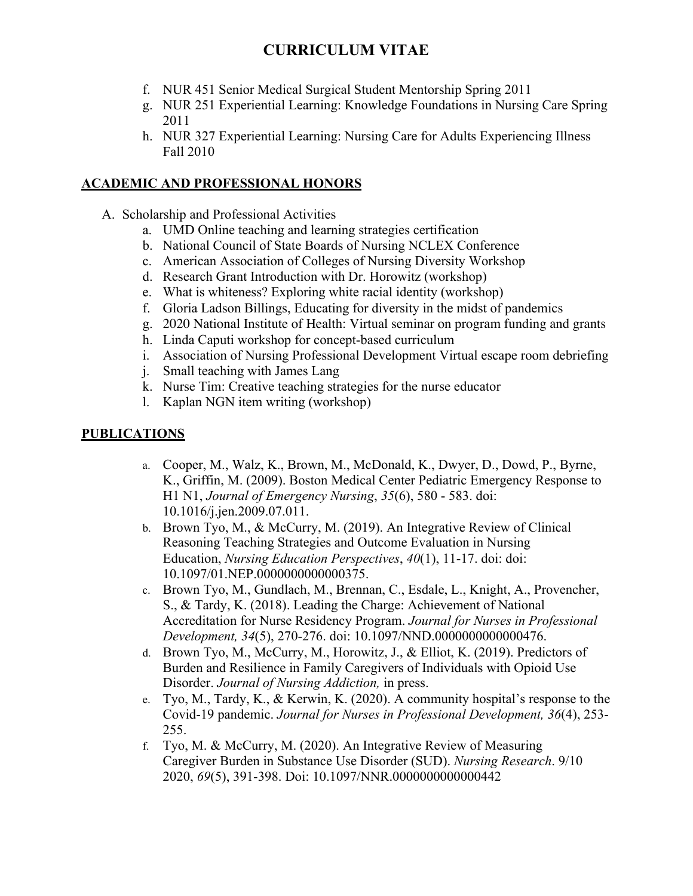f. NUR 451 Senior Medical Surgical Student Mentorship Spring 2011
g. NUR 251 Experiential Learning: Knowledge Foundations in Nursing Care Spring 2011
h. NUR 327 Experiential Learning: Nursing Care for Adults Experiencing Illness Fall 2010

## ACADEMIC AND PROFESSIONAL HONORS

A. Scholarship and Professional Activities
   a. UMD Online teaching and learning strategies certification
   b. National Council of State Boards of Nursing NCLEX Conference
   c. American Association of Colleges of Nursing Diversity Workshop
   d. Research Grant Introduction with Dr. Horowitz (workshop)
   e. What is whiteness? Exploring white racial identity (workshop)
   f. Gloria Ladson Billings, Educating for diversity in the midst of pandemics
   g. 2020 National Institute of Health: Virtual seminar on program funding and grants
   h. Linda Caputi workshop for concept-based curriculum
   i. Association of Nursing Professional Development Virtual escape room debriefing
   j. Small teaching with James Lang
   k. Nurse Tim: Creative teaching strategies for the nurse educator
   l. Kaplan NGN item writing (workshop)

## PUBLICATIONS

a. Cooper, M., Walz, K., Brown, M., McDonald, K., Dwyer, D., Dowd, P., Byrne, K., Griffin, M. (2009). Boston Medical Center Pediatric Emergency Response to H1 N1, *Journal of Emergency Nursing*, *35*(6), 580 - 583. doi: 10.1016/j.jen.2009.07.011.
b. Brown Tyo, M., & McCurry, M. (2019). An Integrative Review of Clinical Reasoning Teaching Strategies and Outcome Evaluation in Nursing Education, *Nursing Education Perspectives*, *40*(1), 11-17. doi: doi: 10.1097/01.NEP.0000000000000375.
c. Brown Tyo, M., Gundlach, M., Brennan, C., Esdale, L., Knight, A., Provencher, S., & Tardy, K. (2018). Leading the Charge: Achievement of National Accreditation for Nurse Residency Program. *Journal for Nurses in Professional Development, 34*(5), 270-276. doi: 10.1097/NND.0000000000000476.
d. Brown Tyo, M., McCurry, M., Horowitz, J., & Elliot, K. (2019). Predictors of Burden and Resilience in Family Caregivers of Individuals with Opioid Use Disorder. *Journal of Nursing Addiction,* in press.
e. Tyo, M., Tardy, K., & Kerwin, K. (2020). A community hospital's response to the Covid-19 pandemic. *Journal for Nurses in Professional Development, 36*(4), 253-255.
f. Tyo, M. & McCurry, M. (2020). An Integrative Review of Measuring Caregiver Burden in Substance Use Disorder (SUD). *Nursing Research*. 9/10 2020, *69*(5), 391-398. Doi: 10.1097/NNR.0000000000000442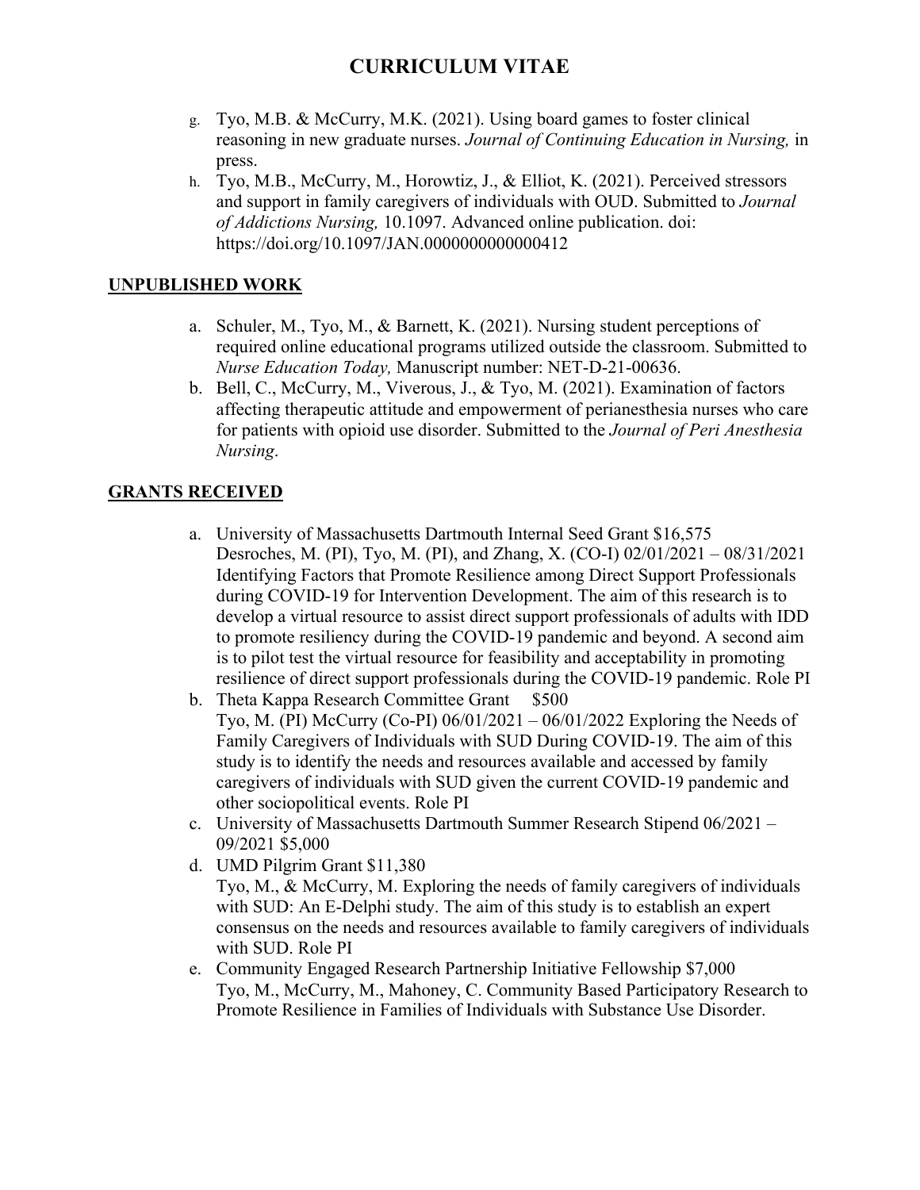g. Tyo, M.B. & McCurry, M.K. (2021). Using board games to foster clinical reasoning in new graduate nurses. *Journal of Continuing Education in Nursing,* in press.

h. Tyo, M.B., McCurry, M., Horowtiz, J., & Elliot, K. (2021). Perceived stressors and support in family caregivers of individuals with OUD. Submitted to *Journal of Addictions Nursing,* 10.1097. Advanced online publication. doi: https://doi.org/10.1097/JAN.0000000000000412

## UNPUBLISHED WORK

a. Schuler, M., Tyo, M., & Barnett, K. (2021). Nursing student perceptions of required online educational programs utilized outside the classroom. Submitted to *Nurse Education Today,* Manuscript number: NET-D-21-00636.

b. Bell, C., McCurry, M., Viverous, J., & Tyo, M. (2021). Examination of factors affecting therapeutic attitude and empowerment of perianesthesia nurses who care for patients with opioid use disorder. Submitted to the *Journal of Peri Anesthesia Nursing*.

## GRANTS RECEIVED

a. University of Massachusetts Dartmouth Internal Seed Grant $16,575
Desroches, M. (PI), Tyo, M. (PI), and Zhang, X. (CO-I) 02/01/2021 – 08/31/2021 Identifying Factors that Promote Resilience among Direct Support Professionals during COVID-19 for Intervention Development. The aim of this research is to develop a virtual resource to assist direct support professionals of adults with IDD to promote resiliency during the COVID-19 pandemic and beyond. A second aim is to pilot test the virtual resource for feasibility and acceptability in promoting resilience of direct support professionals during the COVID-19 pandemic. Role PI

b. Theta Kappa Research Committee Grant $500
Tyo, M. (PI) McCurry (Co-PI) 06/01/2021 – 06/01/2022 Exploring the Needs of Family Caregivers of Individuals with SUD During COVID-19. The aim of this study is to identify the needs and resources available and accessed by family caregivers of individuals with SUD given the current COVID-19 pandemic and other sociopolitical events. Role PI

c. University of Massachusetts Dartmouth Summer Research Stipend 06/2021 – 09/2021 $5,000

d. UMD Pilgrim Grant $11,380
Tyo, M., & McCurry, M. Exploring the needs of family caregivers of individuals with SUD: An E-Delphi study. The aim of this study is to establish an expert consensus on the needs and resources available to family caregivers of individuals with SUD. Role PI

e. Community Engaged Research Partnership Initiative Fellowship $7,000
Tyo, M., McCurry, M., Mahoney, C. Community Based Participatory Research to Promote Resilience in Families of Individuals with Substance Use Disorder.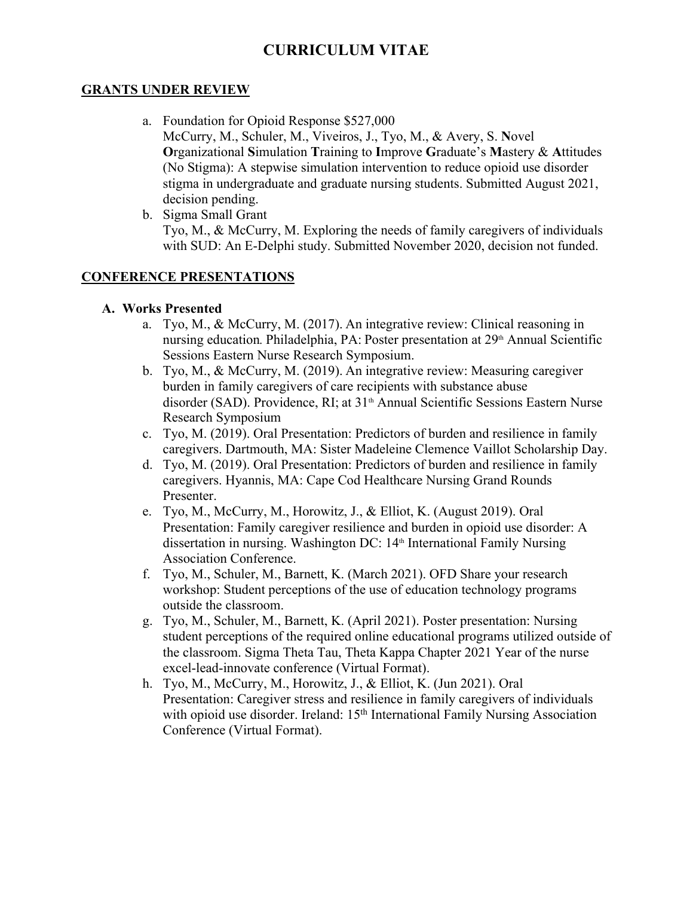# CURRICULUM VITAE

## GRANTS UNDER REVIEW

a. Foundation for Opioid Response $527,000
   McCurry, M., Schuler, M., Viveiros, J., Tyo, M., & Avery, S. **N**ovel **O**rganizational **S**imulation **T**raining to **I**mprove **G**raduate's **M**astery & **A**ttitudes (No Stigma): A stepwise simulation intervention to reduce opioid use disorder stigma in undergraduate and graduate nursing students. Submitted August 2021, decision pending.
b. Sigma Small Grant
   Tyo, M., & McCurry, M. Exploring the needs of family caregivers of individuals with SUD: An E-Delphi study. Submitted November 2020, decision not funded.

## CONFERENCE PRESENTATIONS

### A. Works Presented

a. Tyo, M., & McCurry, M. (2017). An integrative review: Clinical reasoning in nursing education. Philadelphia, PA: Poster presentation at 29th Annual Scientific Sessions Eastern Nurse Research Symposium.
b. Tyo, M., & McCurry, M. (2019). An integrative review: Measuring caregiver burden in family caregivers of care recipients with substance abuse disorder (SAD). Providence, RI; at 31st Annual Scientific Sessions Eastern Nurse Research Symposium
c. Tyo, M. (2019). Oral Presentation: Predictors of burden and resilience in family caregivers. Dartmouth, MA: Sister Madeleine Clemence Vaillot Scholarship Day.
d. Tyo, M. (2019). Oral Presentation: Predictors of burden and resilience in family caregivers. Hyannis, MA: Cape Cod Healthcare Nursing Grand Rounds Presenter.
e. Tyo, M., McCurry, M., Horowitz, J., & Elliot, K. (August 2019). Oral Presentation: Family caregiver resilience and burden in opioid use disorder: A dissertation in nursing. Washington DC: 14th International Family Nursing Association Conference.
f. Tyo, M., Schuler, M., Barnett, K. (March 2021). OFD Share your research workshop: Student perceptions of the use of education technology programs outside the classroom.
g. Tyo, M., Schuler, M., Barnett, K. (April 2021). Poster presentation: Nursing student perceptions of the required online educational programs utilized outside of the classroom. Sigma Theta Tau, Theta Kappa Chapter 2021 Year of the nurse excel-lead-innovate conference (Virtual Format).
h. Tyo, M., McCurry, M., Horowitz, J., & Elliot, K. (Jun 2021). Oral Presentation: Caregiver stress and resilience in family caregivers of individuals with opioid use disorder. Ireland: 15th International Family Nursing Association Conference (Virtual Format).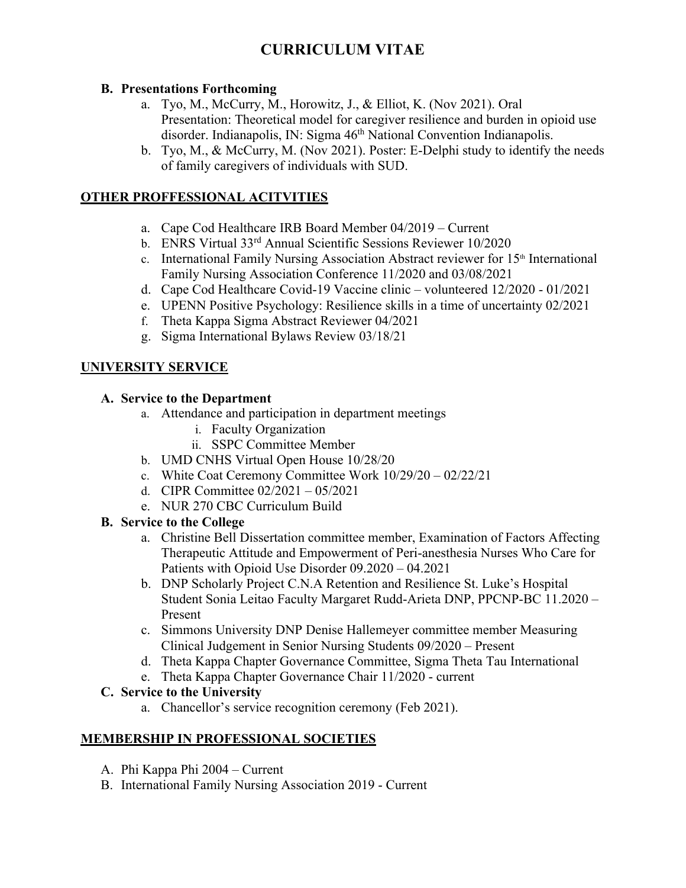# CURRICULUM VITAE

### B. Presentations Forthcoming

a. Tyo, M., McCurry, M., Horowitz, J., & Elliot, K. (Nov 2021). Oral Presentation: Theoretical model for caregiver resilience and burden in opioid use disorder. Indianapolis, IN: Sigma 46th National Convention Indianapolis.
b. Tyo, M., & McCurry, M. (Nov 2021). Poster: E-Delphi study to identify the needs of family caregivers of individuals with SUD.

## OTHER PROFFESSIONAL ACITVITIES

a. Cape Cod Healthcare IRB Board Member 04/2019 – Current
b. ENRS Virtual 33rd Annual Scientific Sessions Reviewer 10/2020
c. International Family Nursing Association Abstract reviewer for 15th International Family Nursing Association Conference 11/2020 and 03/08/2021
d. Cape Cod Healthcare Covid-19 Vaccine clinic – volunteered 12/2020 - 01/2021
e. UPENN Positive Psychology: Resilience skills in a time of uncertainty 02/2021
f. Theta Kappa Sigma Abstract Reviewer 04/2021
g. Sigma International Bylaws Review 03/18/21

## UNIVERSITY SERVICE

### A. Service to the Department

a. Attendance and participation in department meetings
   i. Faculty Organization
   ii. SSPC Committee Member
b. UMD CNHS Virtual Open House 10/28/20
c. White Coat Ceremony Committee Work 10/29/20 – 02/22/21
d. CIPR Committee 02/2021 – 05/2021
e. NUR 270 CBC Curriculum Build

### B. Service to the College

a. Christine Bell Dissertation committee member, Examination of Factors Affecting Therapeutic Attitude and Empowerment of Peri-anesthesia Nurses Who Care for Patients with Opioid Use Disorder 09.2020 – 04.2021
b. DNP Scholarly Project C.N.A Retention and Resilience St. Luke's Hospital Student Sonia Leitao Faculty Margaret Rudd-Arieta DNP, PPCNP-BC 11.2020 – Present
c. Simmons University DNP Denise Hallemeyer committee member Measuring Clinical Judgement in Senior Nursing Students 09/2020 – Present
d. Theta Kappa Chapter Governance Committee, Sigma Theta Tau International
e. Theta Kappa Chapter Governance Chair 11/2020 - current

### C. Service to the University

a. Chancellor's service recognition ceremony (Feb 2021).

## MEMBERSHIP IN PROFESSIONAL SOCIETIES

A. Phi Kappa Phi 2004 – Current
B. International Family Nursing Association 2019 - Current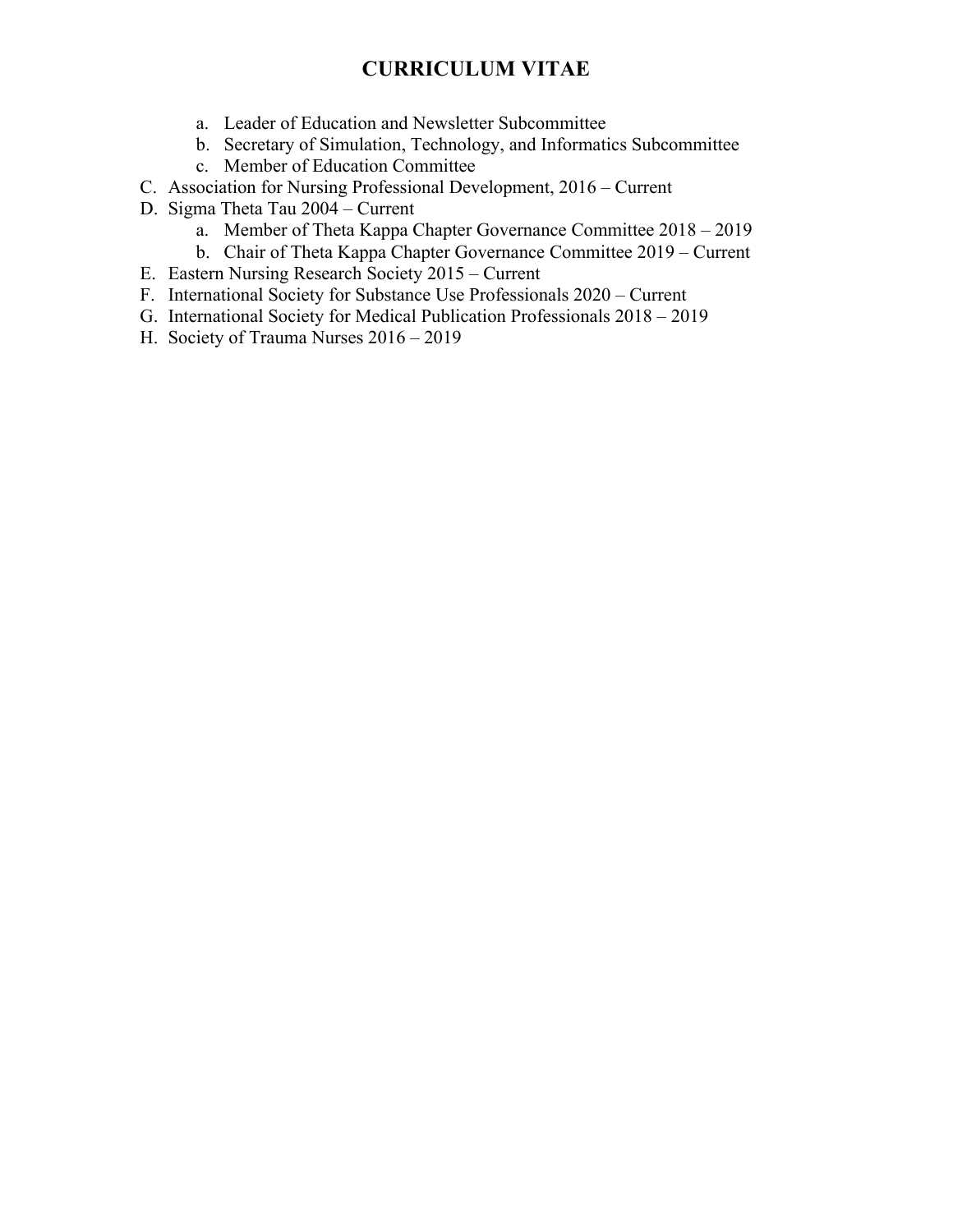a. Leader of Education and Newsletter Subcommittee
   b. Secretary of Simulation, Technology, and Informatics Subcommittee
   c. Member of Education Committee

C. Association for Nursing Professional Development, 2016 – Current

D. Sigma Theta Tau 2004 – Current
   a. Member of Theta Kappa Chapter Governance Committee 2018 – 2019
   b. Chair of Theta Kappa Chapter Governance Committee 2019 – Current

E. Eastern Nursing Research Society 2015 – Current

F. International Society for Substance Use Professionals 2020 – Current

G. International Society for Medical Publication Professionals 2018 – 2019

H. Society of Trauma Nurses 2016 – 2019